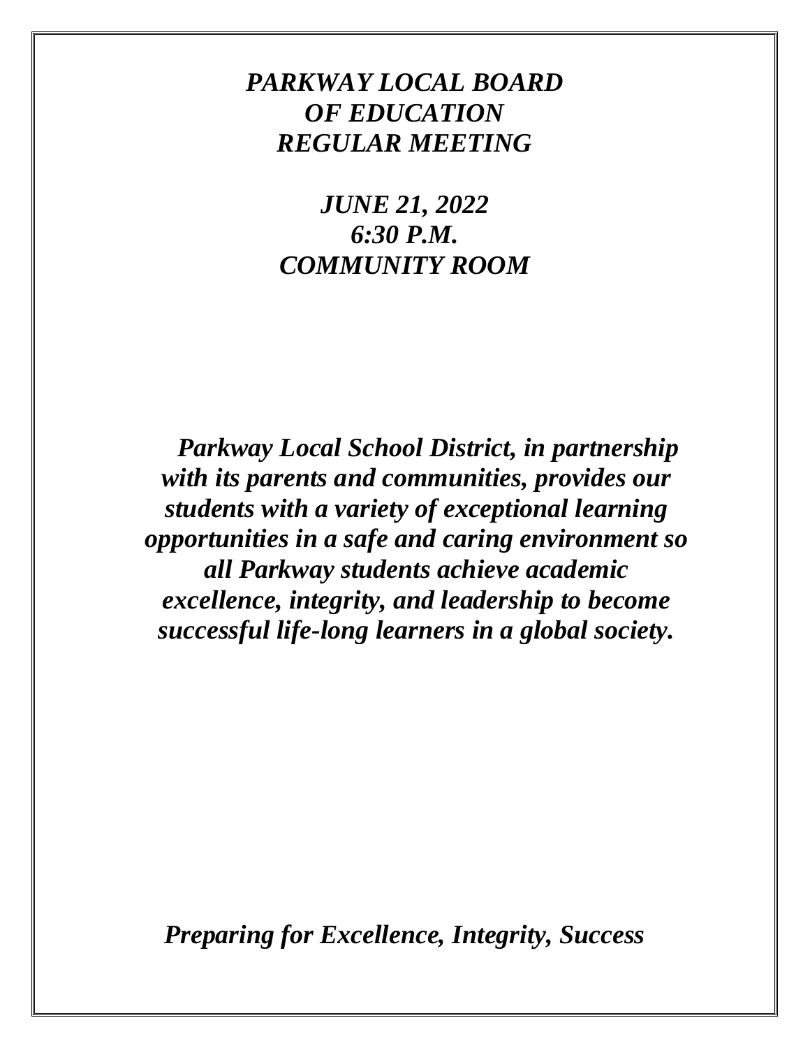# *PARKWAY LOCAL BOARD OF EDUCATION REGULAR MEETING*

## *JUNE 21, 2022*
## *6:30 P.M.*
## *COMMUNITY ROOM*

***Parkway Local School District, in partnership with its parents and communities, provides our students with a variety of exceptional learning opportunities in a safe and caring environment so all Parkway students achieve academic excellence, integrity, and leadership to become successful life-long learners in a global society.***

***Preparing for Excellence, Integrity, Success***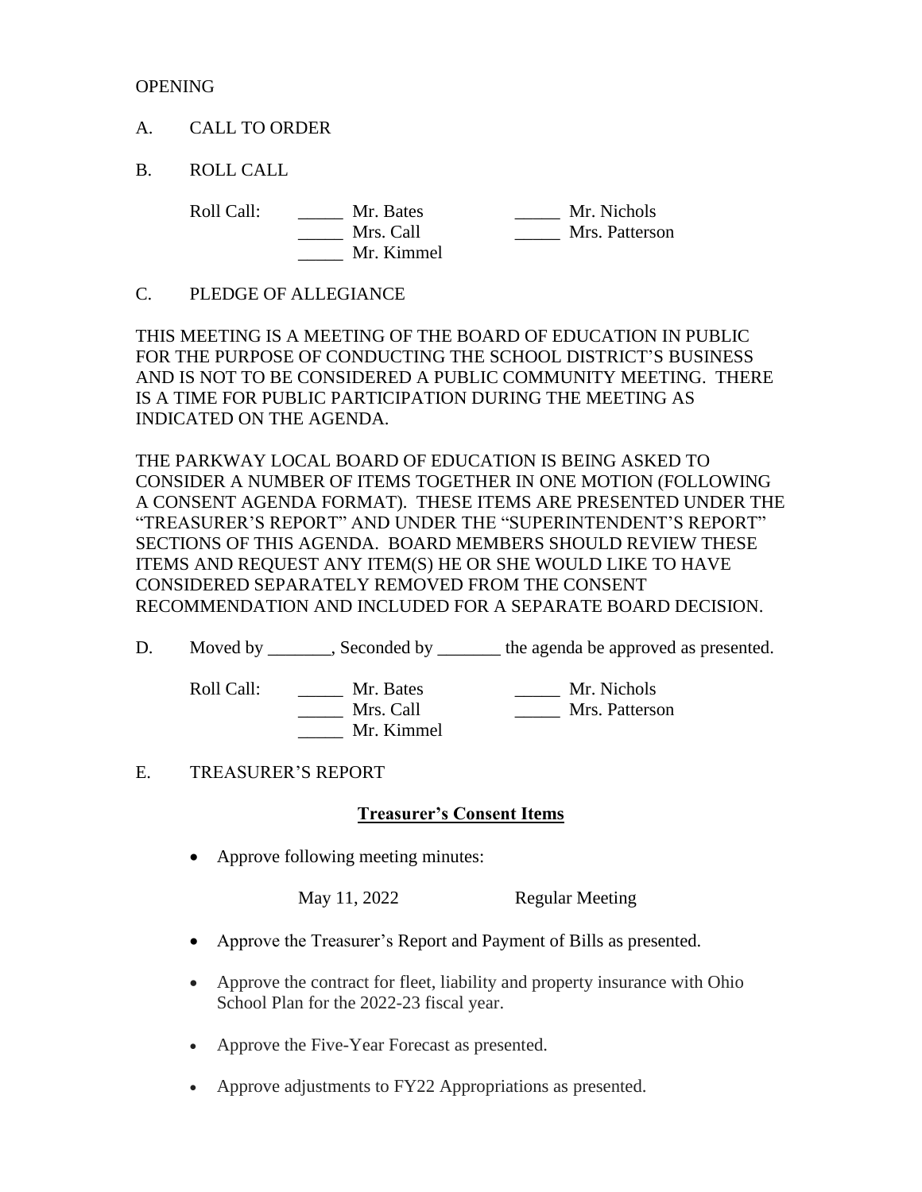OPENING

A. CALL TO ORDER

B. ROLL CALL

Roll Call: _____ Mr. Bates _____ Mr. Nichols
_____ Mrs. Call _____ Mrs. Patterson
_____ Mr. Kimmel

C. PLEDGE OF ALLEGIANCE

THIS MEETING IS A MEETING OF THE BOARD OF EDUCATION IN PUBLIC FOR THE PURPOSE OF CONDUCTING THE SCHOOL DISTRICT'S BUSINESS AND IS NOT TO BE CONSIDERED A PUBLIC COMMUNITY MEETING. THERE IS A TIME FOR PUBLIC PARTICIPATION DURING THE MEETING AS INDICATED ON THE AGENDA.

THE PARKWAY LOCAL BOARD OF EDUCATION IS BEING ASKED TO CONSIDER A NUMBER OF ITEMS TOGETHER IN ONE MOTION (FOLLOWING A CONSENT AGENDA FORMAT). THESE ITEMS ARE PRESENTED UNDER THE "TREASURER'S REPORT" AND UNDER THE "SUPERINTENDENT'S REPORT" SECTIONS OF THIS AGENDA. BOARD MEMBERS SHOULD REVIEW THESE ITEMS AND REQUEST ANY ITEM(S) HE OR SHE WOULD LIKE TO HAVE CONSIDERED SEPARATELY REMOVED FROM THE CONSENT RECOMMENDATION AND INCLUDED FOR A SEPARATE BOARD DECISION.

D. Moved by _______, Seconded by _______ the agenda be approved as presented.

Roll Call: _____ Mr. Bates _____ Mr. Nichols
_____ Mrs. Call _____ Mrs. Patterson
_____ Mr. Kimmel

E. TREASURER'S REPORT

**Treasurer's Consent Items**

- Approve following meeting minutes:

  May 11, 2022 Regular Meeting

- Approve the Treasurer's Report and Payment of Bills as presented.
- Approve the contract for fleet, liability and property insurance with Ohio School Plan for the 2022-23 fiscal year.
- Approve the Five-Year Forecast as presented.
- Approve adjustments to FY22 Appropriations as presented.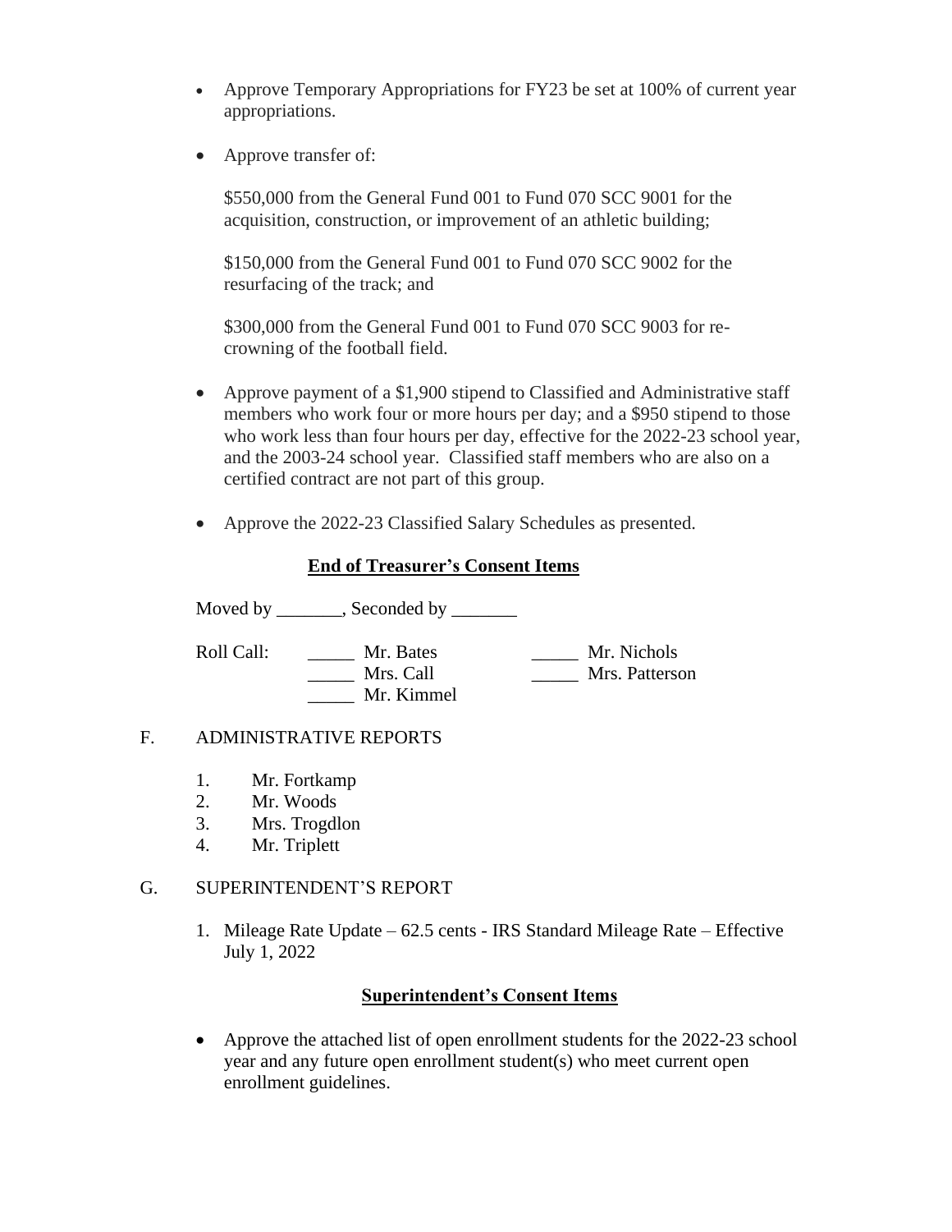- Approve Temporary Appropriations for FY23 be set at 100% of current year appropriations.

- Approve transfer of:

  $550,000 from the General Fund 001 to Fund 070 SCC 9001 for the acquisition, construction, or improvement of an athletic building;

  $150,000 from the General Fund 001 to Fund 070 SCC 9002 for the resurfacing of the track; and

  $300,000 from the General Fund 001 to Fund 070 SCC 9003 for re-crowning of the football field.

- Approve payment of a $1,900 stipend to Classified and Administrative staff members who work four or more hours per day; and a $950 stipend to those who work less than four hours per day, effective for the 2022-23 school year, and the 2003-24 school year. Classified staff members who are also on a certified contract are not part of this group.

- Approve the 2022-23 Classified Salary Schedules as presented.

**End of Treasurer's Consent Items**

Moved by _______, Seconded by _______

Roll Call: _____ Mr. Bates _____ Mr. Nichols
_____ Mrs. Call _____ Mrs. Patterson
_____ Mr. Kimmel

F. ADMINISTRATIVE REPORTS

1. Mr. Fortkamp
2. Mr. Woods
3. Mrs. Trogdlon
4. Mr. Triplett

G. SUPERINTENDENT'S REPORT

1. Mileage Rate Update – 62.5 cents - IRS Standard Mileage Rate – Effective July 1, 2022

**Superintendent's Consent Items**

- Approve the attached list of open enrollment students for the 2022-23 school year and any future open enrollment student(s) who meet current open enrollment guidelines.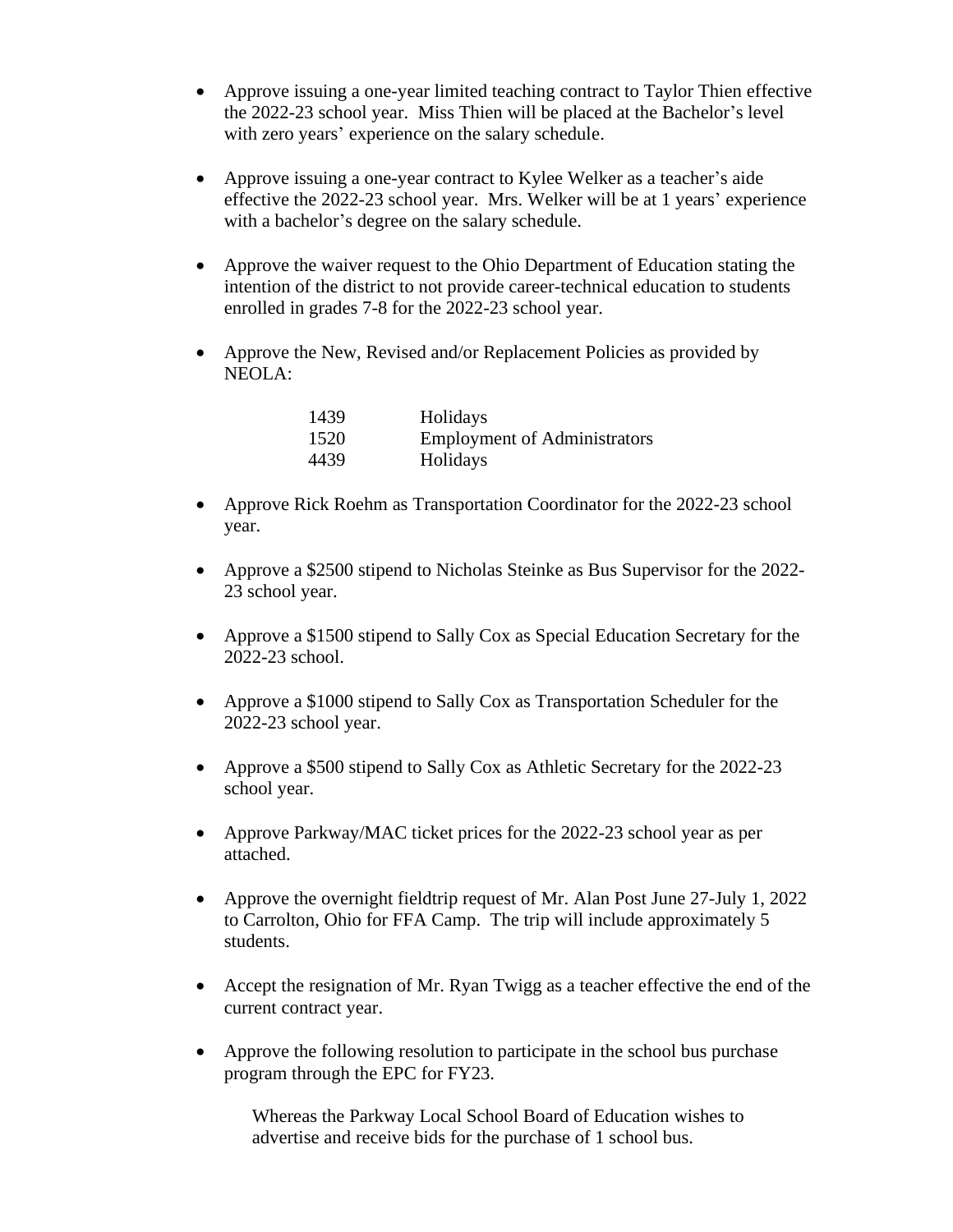- Approve issuing a one-year limited teaching contract to Taylor Thien effective the 2022-23 school year. Miss Thien will be placed at the Bachelor's level with zero years' experience on the salary schedule.

- Approve issuing a one-year contract to Kylee Welker as a teacher's aide effective the 2022-23 school year. Mrs. Welker will be at 1 years' experience with a bachelor's degree on the salary schedule.

- Approve the waiver request to the Ohio Department of Education stating the intention of the district to not provide career-technical education to students enrolled in grades 7-8 for the 2022-23 school year.

- Approve the New, Revised and/or Replacement Policies as provided by NEOLA:

| | |
|---|---|
| 1439 | Holidays |
| 1520 | Employment of Administrators |
| 4439 | Holidays |

- Approve Rick Roehm as Transportation Coordinator for the 2022-23 school year.

- Approve a $2500 stipend to Nicholas Steinke as Bus Supervisor for the 2022-23 school year.

- Approve a $1500 stipend to Sally Cox as Special Education Secretary for the 2022-23 school.

- Approve a $1000 stipend to Sally Cox as Transportation Scheduler for the 2022-23 school year.

- Approve a $500 stipend to Sally Cox as Athletic Secretary for the 2022-23 school year.

- Approve Parkway/MAC ticket prices for the 2022-23 school year as per attached.

- Approve the overnight fieldtrip request of Mr. Alan Post June 27-July 1, 2022 to Carrolton, Ohio for FFA Camp. The trip will include approximately 5 students.

- Accept the resignation of Mr. Ryan Twigg as a teacher effective the end of the current contract year.

- Approve the following resolution to participate in the school bus purchase program through the EPC for FY23.

  Whereas the Parkway Local School Board of Education wishes to advertise and receive bids for the purchase of 1 school bus.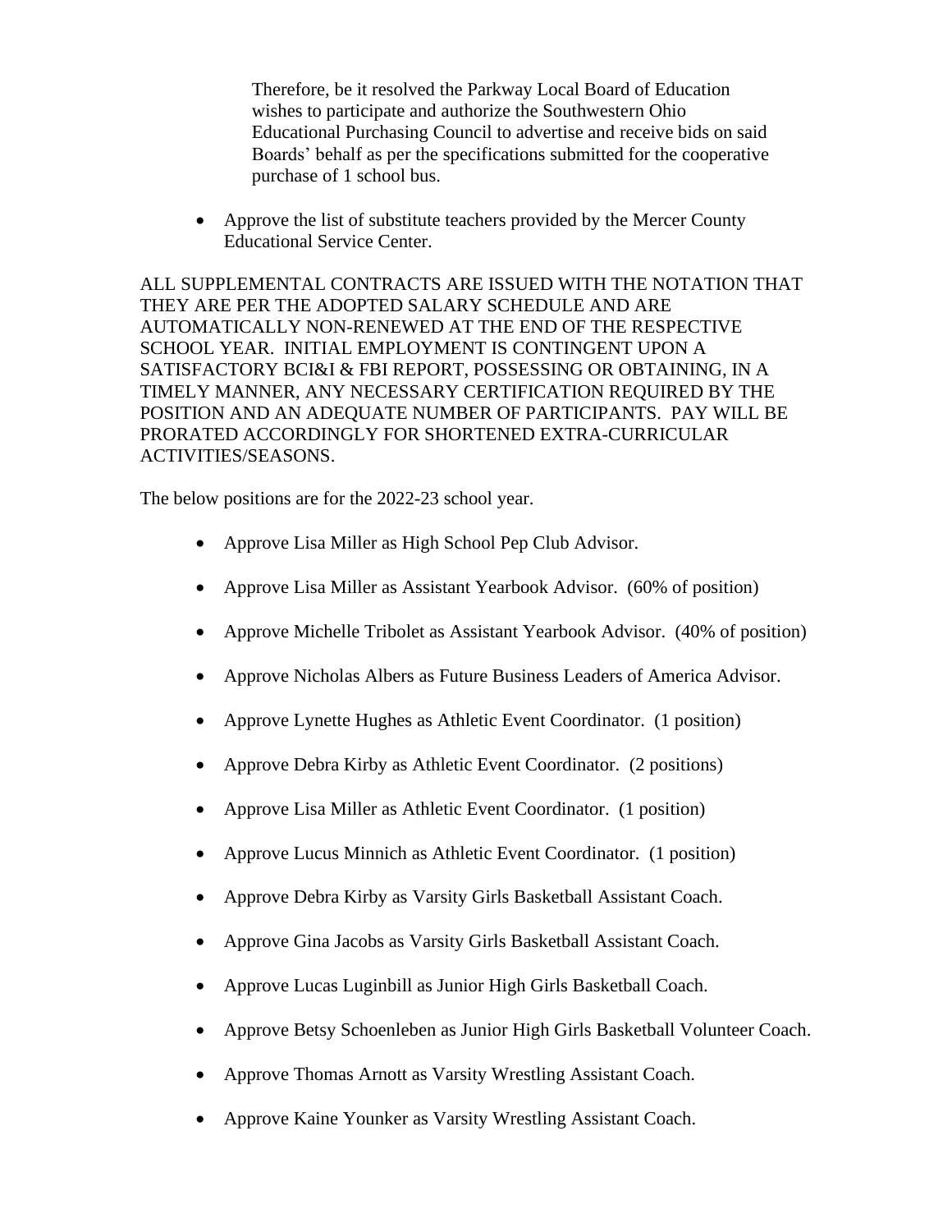Therefore, be it resolved the Parkway Local Board of Education wishes to participate and authorize the Southwestern Ohio Educational Purchasing Council to advertise and receive bids on said Boards' behalf as per the specifications submitted for the cooperative purchase of 1 school bus.

- Approve the list of substitute teachers provided by the Mercer County Educational Service Center.

ALL SUPPLEMENTAL CONTRACTS ARE ISSUED WITH THE NOTATION THAT THEY ARE PER THE ADOPTED SALARY SCHEDULE AND ARE AUTOMATICALLY NON-RENEWED AT THE END OF THE RESPECTIVE SCHOOL YEAR. INITIAL EMPLOYMENT IS CONTINGENT UPON A SATISFACTORY BCI&I & FBI REPORT, POSSESSING OR OBTAINING, IN A TIMELY MANNER, ANY NECESSARY CERTIFICATION REQUIRED BY THE POSITION AND AN ADEQUATE NUMBER OF PARTICIPANTS. PAY WILL BE PRORATED ACCORDINGLY FOR SHORTENED EXTRA-CURRICULAR ACTIVITIES/SEASONS.

The below positions are for the 2022-23 school year.

- Approve Lisa Miller as High School Pep Club Advisor.
- Approve Lisa Miller as Assistant Yearbook Advisor. (60% of position)
- Approve Michelle Tribolet as Assistant Yearbook Advisor. (40% of position)
- Approve Nicholas Albers as Future Business Leaders of America Advisor.
- Approve Lynette Hughes as Athletic Event Coordinator. (1 position)
- Approve Debra Kirby as Athletic Event Coordinator. (2 positions)
- Approve Lisa Miller as Athletic Event Coordinator. (1 position)
- Approve Lucus Minnich as Athletic Event Coordinator. (1 position)
- Approve Debra Kirby as Varsity Girls Basketball Assistant Coach.
- Approve Gina Jacobs as Varsity Girls Basketball Assistant Coach.
- Approve Lucas Luginbill as Junior High Girls Basketball Coach.
- Approve Betsy Schoenleben as Junior High Girls Basketball Volunteer Coach.
- Approve Thomas Arnott as Varsity Wrestling Assistant Coach.
- Approve Kaine Younker as Varsity Wrestling Assistant Coach.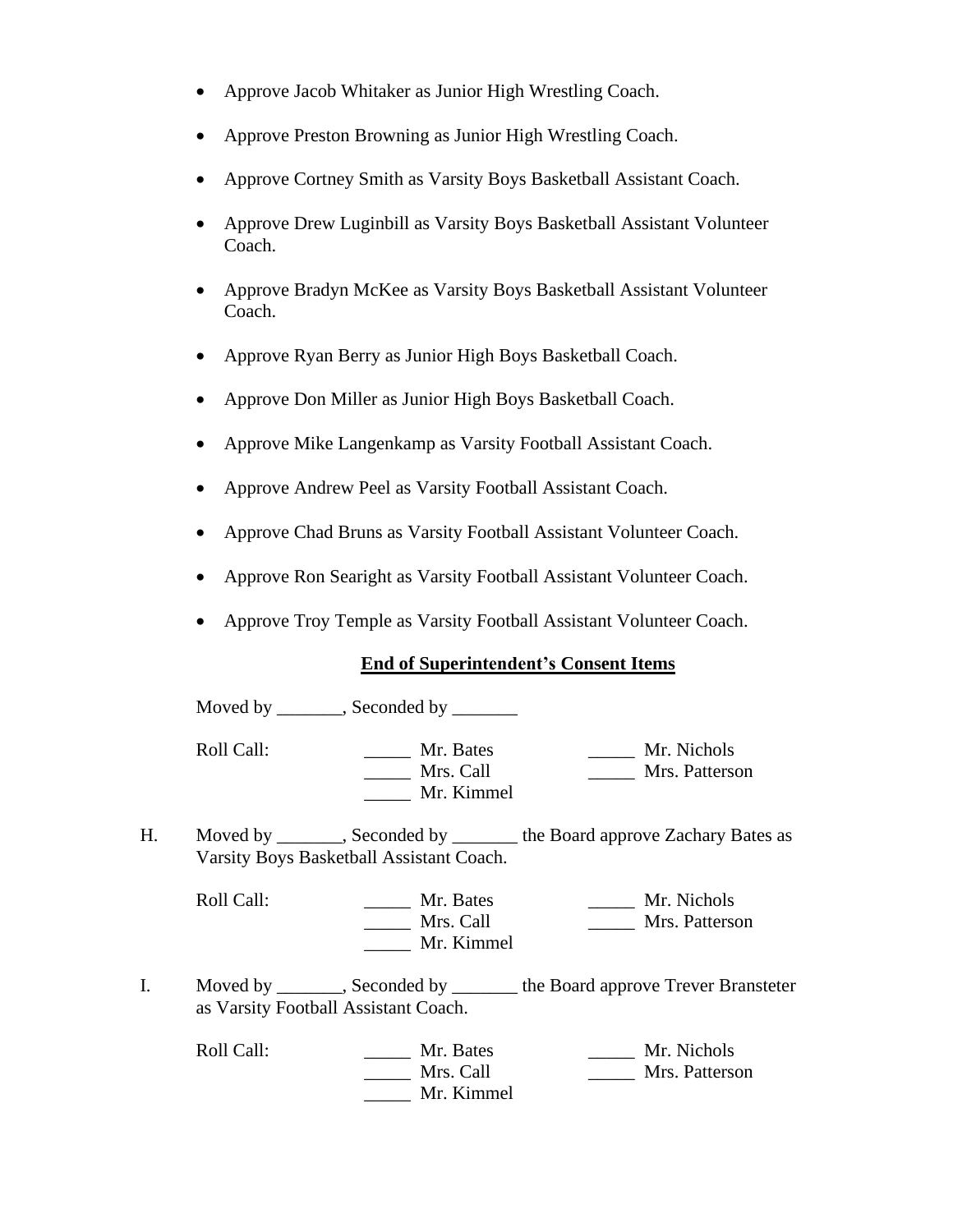- Approve Jacob Whitaker as Junior High Wrestling Coach.
- Approve Preston Browning as Junior High Wrestling Coach.
- Approve Cortney Smith as Varsity Boys Basketball Assistant Coach.
- Approve Drew Luginbill as Varsity Boys Basketball Assistant Volunteer Coach.
- Approve Bradyn McKee as Varsity Boys Basketball Assistant Volunteer Coach.
- Approve Ryan Berry as Junior High Boys Basketball Coach.
- Approve Don Miller as Junior High Boys Basketball Coach.
- Approve Mike Langenkamp as Varsity Football Assistant Coach.
- Approve Andrew Peel as Varsity Football Assistant Coach.
- Approve Chad Bruns as Varsity Football Assistant Volunteer Coach.
- Approve Ron Searight as Varsity Football Assistant Volunteer Coach.
- Approve Troy Temple as Varsity Football Assistant Volunteer Coach.

**End of Superintendent's Consent Items**

Moved by _______, Seconded by _______

Roll Call: _____ Mr. Bates _____ Mr. Nichols
_____ Mrs. Call _____ Mrs. Patterson
_____ Mr. Kimmel

H. Moved by _______, Seconded by _______ the Board approve Zachary Bates as Varsity Boys Basketball Assistant Coach.

Roll Call: _____ Mr. Bates _____ Mr. Nichols
_____ Mrs. Call _____ Mrs. Patterson
_____ Mr. Kimmel

I. Moved by _______, Seconded by _______ the Board approve Trever Bransteter as Varsity Football Assistant Coach.

Roll Call: _____ Mr. Bates _____ Mr. Nichols
_____ Mrs. Call _____ Mrs. Patterson
_____ Mr. Kimmel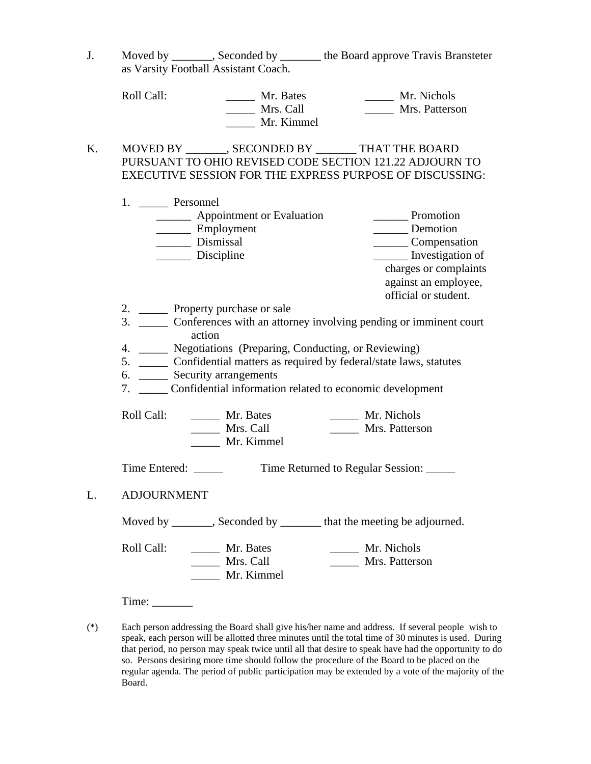J. Moved by _______, Seconded by _______ the Board approve Travis Bransteter as Varsity Football Assistant Coach.

Roll Call: _____ Mr. Bates _____ Mr. Nichols
_____ Mrs. Call _____ Mrs. Patterson
_____ Mr. Kimmel

K. MOVED BY _______, SECONDED BY _______ THAT THE BOARD PURSUANT TO OHIO REVISED CODE SECTION 121.22 ADJOURN TO EXECUTIVE SESSION FOR THE EXPRESS PURPOSE OF DISCUSSING:

1. _____ Personnel
   - ______ Appointment or Evaluation
   - ______ Employment
   - ______ Dismissal
   - ______ Discipline
   - ______ Promotion
   - ______ Demotion
   - ______ Compensation
   - ______ Investigation of charges or complaints against an employee, official or student.
2. _____ Property purchase or sale
3. _____ Conferences with an attorney involving pending or imminent court action
4. _____ Negotiations (Preparing, Conducting, or Reviewing)
5. _____ Confidential matters as required by federal/state laws, statutes
6. _____ Security arrangements
7. _____ Confidential information related to economic development

Roll Call: _____ Mr. Bates _____ Mr. Nichols
_____ Mrs. Call _____ Mrs. Patterson
_____ Mr. Kimmel

Time Entered: _____ Time Returned to Regular Session: _____

L. ADJOURNMENT

Moved by _______, Seconded by _______ that the meeting be adjourned.

Roll Call: _____ Mr. Bates _____ Mr. Nichols
_____ Mrs. Call _____ Mrs. Patterson
_____ Mr. Kimmel

Time: _______

(*) Each person addressing the Board shall give his/her name and address. If several people wish to speak, each person will be allotted three minutes until the total time of 30 minutes is used. During that period, no person may speak twice until all that desire to speak have had the opportunity to do so. Persons desiring more time should follow the procedure of the Board to be placed on the regular agenda. The period of public participation may be extended by a vote of the majority of the Board.